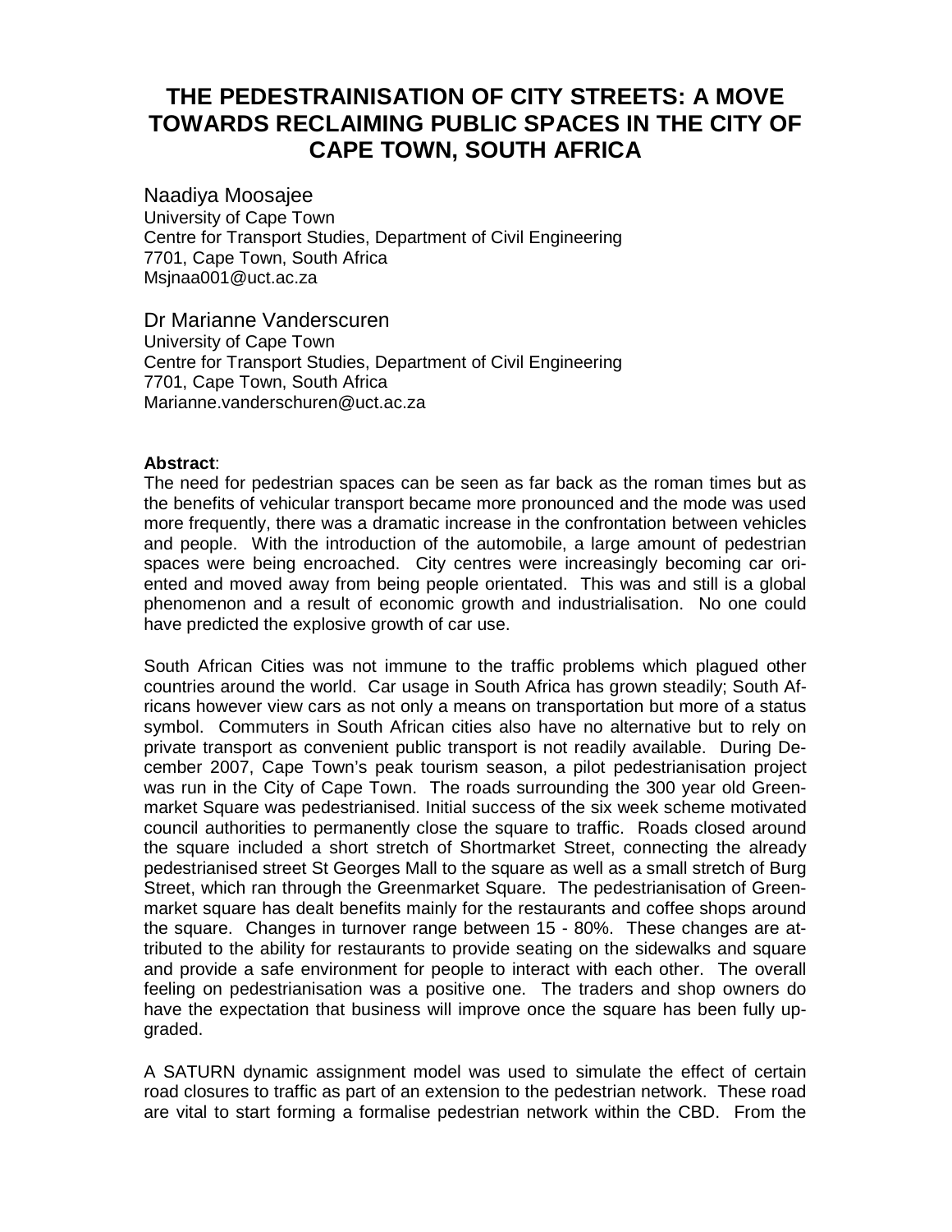# THE PEDESTRAINISATION OF CITY STREETS: A MOVE TOWARDS RECLAIMING PUBLIC SPACES IN THE CITY OF CAPE TOWN, SOUTH AFRICA

Naadiya Moosajee
University of Cape Town
Centre for Transport Studies, Department of Civil Engineering
7701, Cape Town, South Africa
Msjnaa001@uct.ac.za

Dr Marianne Vanderscuren
University of Cape Town
Centre for Transport Studies, Department of Civil Engineering
7701, Cape Town, South Africa
Marianne.vanderschuren@uct.ac.za

**Abstract**:
The need for pedestrian spaces can be seen as far back as the roman times but as the benefits of vehicular transport became more pronounced and the mode was used more frequently, there was a dramatic increase in the confrontation between vehicles and people. With the introduction of the automobile, a large amount of pedestrian spaces were being encroached. City centres were increasingly becoming car oriented and moved away from being people orientated. This was and still is a global phenomenon and a result of economic growth and industrialisation. No one could have predicted the explosive growth of car use.

South African Cities was not immune to the traffic problems which plagued other countries around the world. Car usage in South Africa has grown steadily; South Africans however view cars as not only a means on transportation but more of a status symbol. Commuters in South African cities also have no alternative but to rely on private transport as convenient public transport is not readily available. During December 2007, Cape Town's peak tourism season, a pilot pedestrianisation project was run in the City of Cape Town. The roads surrounding the 300 year old Greenmarket Square was pedestrianised. Initial success of the six week scheme motivated council authorities to permanently close the square to traffic. Roads closed around the square included a short stretch of Shortmarket Street, connecting the already pedestrianised street St Georges Mall to the square as well as a small stretch of Burg Street, which ran through the Greenmarket Square. The pedestrianisation of Greenmarket square has dealt benefits mainly for the restaurants and coffee shops around the square. Changes in turnover range between 15 - 80%. These changes are attributed to the ability for restaurants to provide seating on the sidewalks and square and provide a safe environment for people to interact with each other. The overall feeling on pedestrianisation was a positive one. The traders and shop owners do have the expectation that business will improve once the square has been fully upgraded.

A SATURN dynamic assignment model was used to simulate the effect of certain road closures to traffic as part of an extension to the pedestrian network. These road are vital to start forming a formalise pedestrian network within the CBD. From the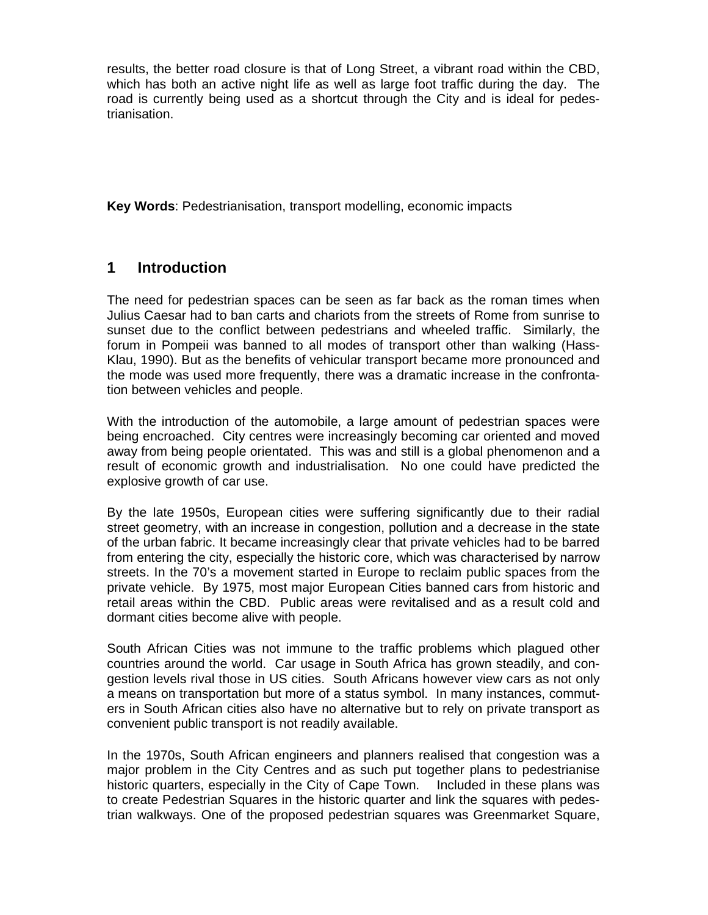results, the better road closure is that of Long Street, a vibrant road within the CBD, which has both an active night life as well as large foot traffic during the day. The road is currently being used as a shortcut through the City and is ideal for pedestrianisation.

**Key Words**: Pedestrianisation, transport modelling, economic impacts

## 1 Introduction

The need for pedestrian spaces can be seen as far back as the roman times when Julius Caesar had to ban carts and chariots from the streets of Rome from sunrise to sunset due to the conflict between pedestrians and wheeled traffic. Similarly, the forum in Pompeii was banned to all modes of transport other than walking (Hass-Klau, 1990). But as the benefits of vehicular transport became more pronounced and the mode was used more frequently, there was a dramatic increase in the confrontation between vehicles and people.

With the introduction of the automobile, a large amount of pedestrian spaces were being encroached. City centres were increasingly becoming car oriented and moved away from being people orientated. This was and still is a global phenomenon and a result of economic growth and industrialisation. No one could have predicted the explosive growth of car use.

By the late 1950s, European cities were suffering significantly due to their radial street geometry, with an increase in congestion, pollution and a decrease in the state of the urban fabric. It became increasingly clear that private vehicles had to be barred from entering the city, especially the historic core, which was characterised by narrow streets. In the 70's a movement started in Europe to reclaim public spaces from the private vehicle. By 1975, most major European Cities banned cars from historic and retail areas within the CBD. Public areas were revitalised and as a result cold and dormant cities become alive with people.

South African Cities was not immune to the traffic problems which plagued other countries around the world. Car usage in South Africa has grown steadily, and congestion levels rival those in US cities. South Africans however view cars as not only a means on transportation but more of a status symbol. In many instances, commuters in South African cities also have no alternative but to rely on private transport as convenient public transport is not readily available.

In the 1970s, South African engineers and planners realised that congestion was a major problem in the City Centres and as such put together plans to pedestrianise historic quarters, especially in the City of Cape Town. Included in these plans was to create Pedestrian Squares in the historic quarter and link the squares with pedestrian walkways. One of the proposed pedestrian squares was Greenmarket Square,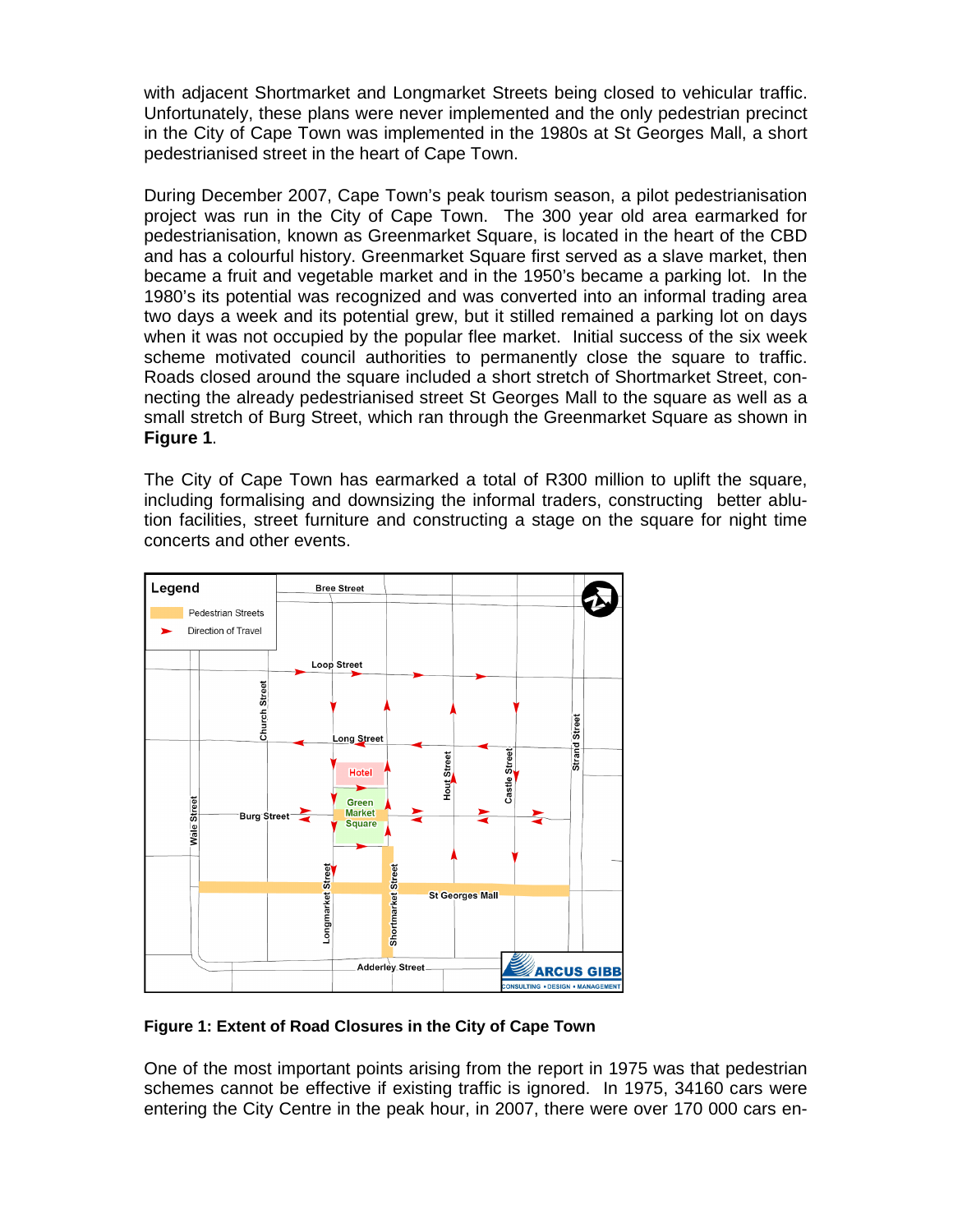with adjacent Shortmarket and Longmarket Streets being closed to vehicular traffic. Unfortunately, these plans were never implemented and the only pedestrian precinct in the City of Cape Town was implemented in the 1980s at St Georges Mall, a short pedestrianised street in the heart of Cape Town.

During December 2007, Cape Town's peak tourism season, a pilot pedestrianisation project was run in the City of Cape Town. The 300 year old area earmarked for pedestrianisation, known as Greenmarket Square, is located in the heart of the CBD and has a colourful history. Greenmarket Square first served as a slave market, then became a fruit and vegetable market and in the 1950's became a parking lot. In the 1980's its potential was recognized and was converted into an informal trading area two days a week and its potential grew, but it stilled remained a parking lot on days when it was not occupied by the popular flee market. Initial success of the six week scheme motivated council authorities to permanently close the square to traffic. Roads closed around the square included a short stretch of Shortmarket Street, connecting the already pedestrianised street St Georges Mall to the square as well as a small stretch of Burg Street, which ran through the Greenmarket Square as shown in **Figure 1**.

The City of Cape Town has earmarked a total of R300 million to uplift the square, including formalising and downsizing the informal traders, constructing better ablution facilities, street furniture and constructing a stage on the square for night time concerts and other events.

**Figure 1: Extent of Road Closures in the City of Cape Town**

One of the most important points arising from the report in 1975 was that pedestrian schemes cannot be effective if existing traffic is ignored. In 1975, 34160 cars were entering the City Centre in the peak hour, in 2007, there were over 170 000 cars en-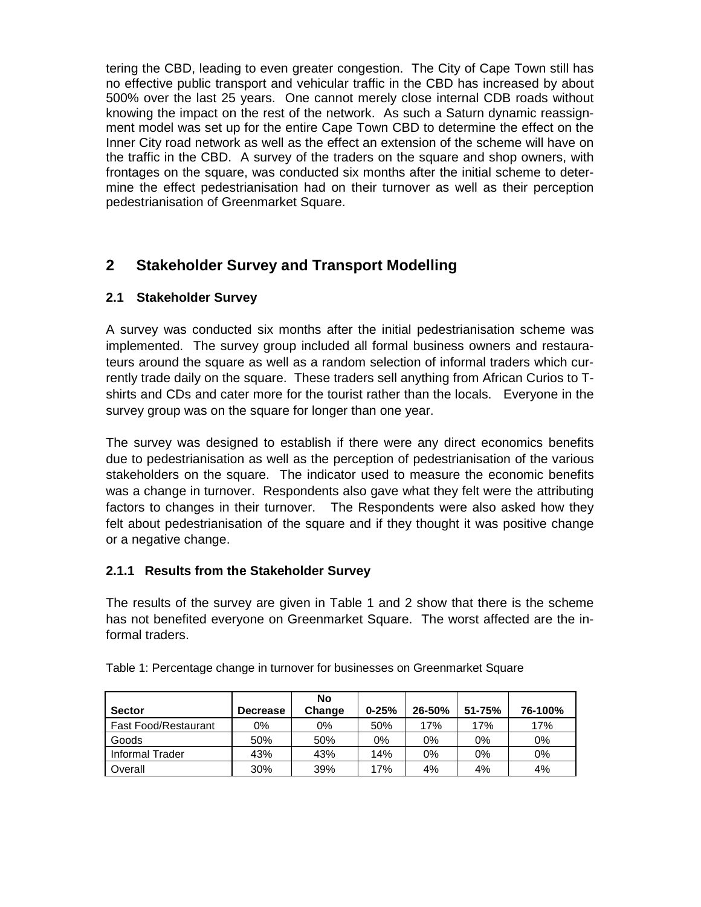tering the CBD, leading to even greater congestion. The City of Cape Town still has no effective public transport and vehicular traffic in the CBD has increased by about 500% over the last 25 years. One cannot merely close internal CDB roads without knowing the impact on the rest of the network. As such a Saturn dynamic reassignment model was set up for the entire Cape Town CBD to determine the effect on the Inner City road network as well as the effect an extension of the scheme will have on the traffic in the CBD. A survey of the traders on the square and shop owners, with frontages on the square, was conducted six months after the initial scheme to determine the effect pedestrianisation had on their turnover as well as their perception pedestrianisation of Greenmarket Square.

## 2 Stakeholder Survey and Transport Modelling

### 2.1 Stakeholder Survey

A survey was conducted six months after the initial pedestrianisation scheme was implemented. The survey group included all formal business owners and restaurateurs around the square as well as a random selection of informal traders which currently trade daily on the square. These traders sell anything from African Curios to T-shirts and CDs and cater more for the tourist rather than the locals. Everyone in the survey group was on the square for longer than one year.

The survey was designed to establish if there were any direct economics benefits due to pedestrianisation as well as the perception of pedestrianisation of the various stakeholders on the square. The indicator used to measure the economic benefits was a change in turnover. Respondents also gave what they felt were the attributing factors to changes in their turnover. The Respondents were also asked how they felt about pedestrianisation of the square and if they thought it was positive change or a negative change.

#### 2.1.1 Results from the Stakeholder Survey

The results of the survey are given in Table 1 and 2 show that there is the scheme has not benefited everyone on Greenmarket Square. The worst affected are the informal traders.

Table 1: Percentage change in turnover for businesses on Greenmarket Square

| Sector | Decrease | No Change | 0-25% | 26-50% | 51-75% | 76-100% |
|---|---|---|---|---|---|---|
| Fast Food/Restaurant | 0% | 0% | 50% | 17% | 17% | 17% |
| Goods | 50% | 50% | 0% | 0% | 0% | 0% |
| Informal Trader | 43% | 43% | 14% | 0% | 0% | 0% |
| Overall | 30% | 39% | 17% | 4% | 4% | 4% |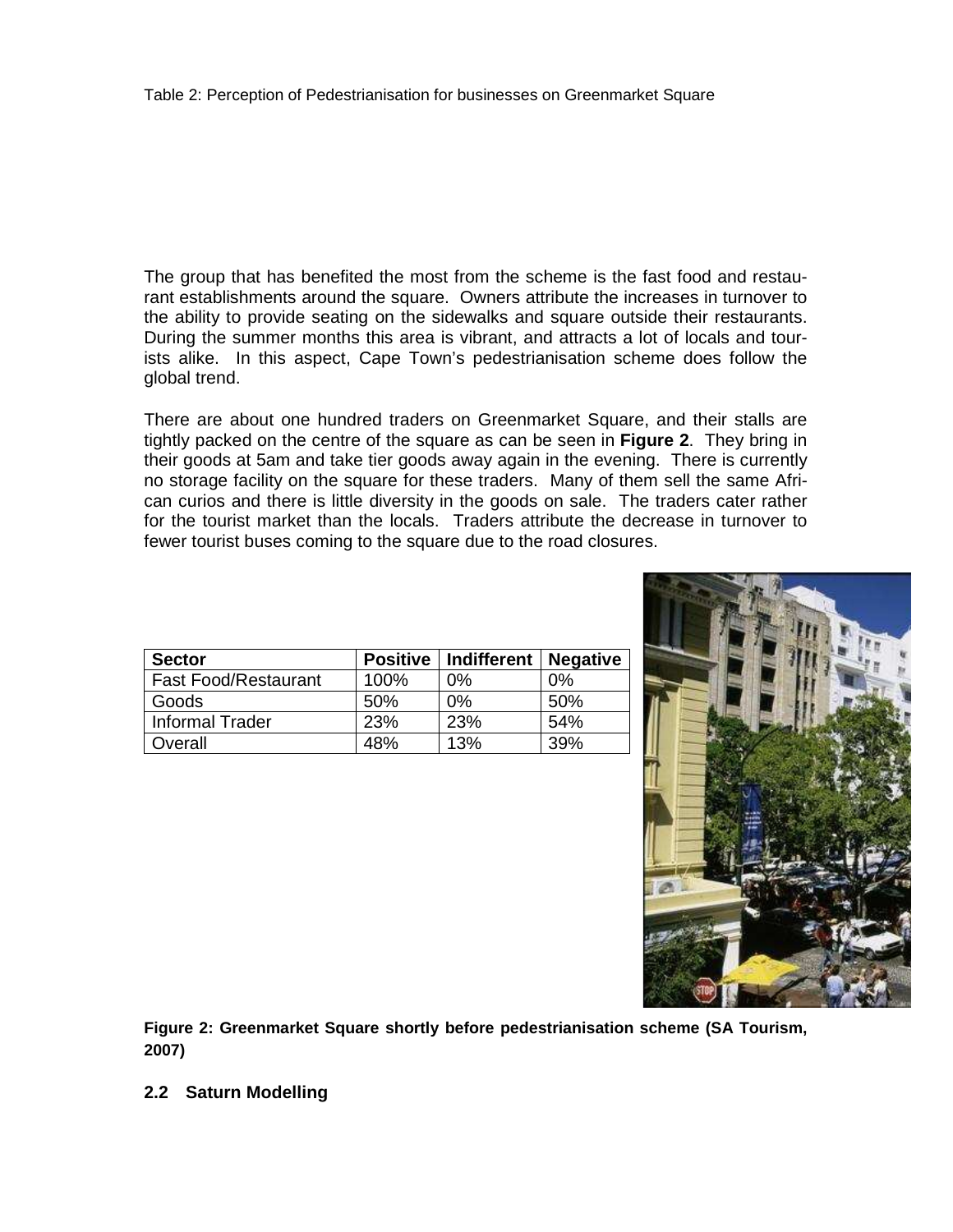Table 2: Perception of Pedestrianisation for businesses on Greenmarket Square

The group that has benefited the most from the scheme is the fast food and restaurant establishments around the square. Owners attribute the increases in turnover to the ability to provide seating on the sidewalks and square outside their restaurants. During the summer months this area is vibrant, and attracts a lot of locals and tourists alike. In this aspect, Cape Town's pedestrianisation scheme does follow the global trend.

There are about one hundred traders on Greenmarket Square, and their stalls are tightly packed on the centre of the square as can be seen in **Figure 2**. They bring in their goods at 5am and take tier goods away again in the evening. There is currently no storage facility on the square for these traders. Many of them sell the same African curios and there is little diversity in the goods on sale. The traders cater rather for the tourist market than the locals. Traders attribute the decrease in turnover to fewer tourist buses coming to the square due to the road closures.

| Sector | Positive | Indifferent | Negative |
|---|---|---|---|
| Fast Food/Restaurant | 100% | 0% | 0% |
| Goods | 50% | 0% | 50% |
| Informal Trader | 23% | 23% | 54% |
| Overall | 48% | 13% | 39% |

**Figure 2: Greenmarket Square shortly before pedestrianisation scheme (SA Tourism, 2007)**

## 2.2 Saturn Modelling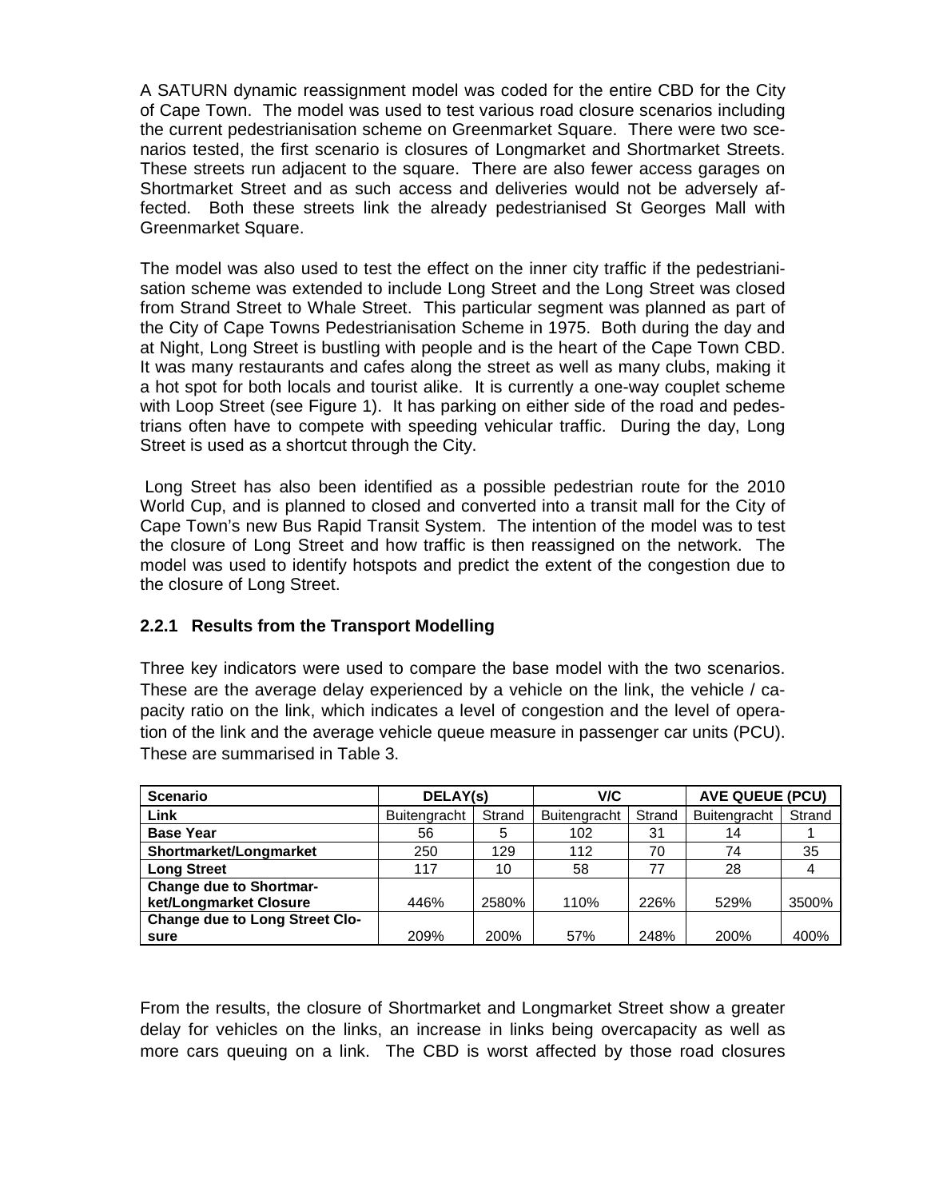A SATURN dynamic reassignment model was coded for the entire CBD for the City of Cape Town. The model was used to test various road closure scenarios including the current pedestrianisation scheme on Greenmarket Square. There were two scenarios tested, the first scenario is closures of Longmarket and Shortmarket Streets. These streets run adjacent to the square. There are also fewer access garages on Shortmarket Street and as such access and deliveries would not be adversely affected. Both these streets link the already pedestrianised St Georges Mall with Greenmarket Square.

The model was also used to test the effect on the inner city traffic if the pedestrianisation scheme was extended to include Long Street and the Long Street was closed from Strand Street to Whale Street. This particular segment was planned as part of the City of Cape Towns Pedestrianisation Scheme in 1975. Both during the day and at Night, Long Street is bustling with people and is the heart of the Cape Town CBD. It was many restaurants and cafes along the street as well as many clubs, making it a hot spot for both locals and tourist alike. It is currently a one-way couplet scheme with Loop Street (see Figure 1). It has parking on either side of the road and pedestrians often have to compete with speeding vehicular traffic. During the day, Long Street is used as a shortcut through the City.

Long Street has also been identified as a possible pedestrian route for the 2010 World Cup, and is planned to closed and converted into a transit mall for the City of Cape Town's new Bus Rapid Transit System. The intention of the model was to test the closure of Long Street and how traffic is then reassigned on the network. The model was used to identify hotspots and predict the extent of the congestion due to the closure of Long Street.

### 2.2.1 Results from the Transport Modelling

Three key indicators were used to compare the base model with the two scenarios. These are the average delay experienced by a vehicle on the link, the vehicle / capacity ratio on the link, which indicates a level of congestion and the level of operation of the link and the average vehicle queue measure in passenger car units (PCU). These are summarised in Table 3.

| **Scenario** | **DELAY(s)** | | **V/C** | | **AVE QUEUE (PCU)** | |
|---|---|---|---|---|---|---|
| **Link** | Buitengracht | Strand | Buitengracht | Strand | Buitengracht | Strand |
| **Base Year** | 56 | 5 | 102 | 31 | 14 | 1 |
| **Shortmarket/Longmarket** | 250 | 129 | 112 | 70 | 74 | 35 |
| **Long Street** | 117 | 10 | 58 | 77 | 28 | 4 |
| **Change due to Shortmarket/Longmarket Closure** | 446% | 2580% | 110% | 226% | 529% | 3500% |
| **Change due to Long Street Closure** | 209% | 200% | 57% | 248% | 200% | 400% |

From the results, the closure of Shortmarket and Longmarket Street show a greater delay for vehicles on the links, an increase in links being overcapacity as well as more cars queuing on a link. The CBD is worst affected by those road closures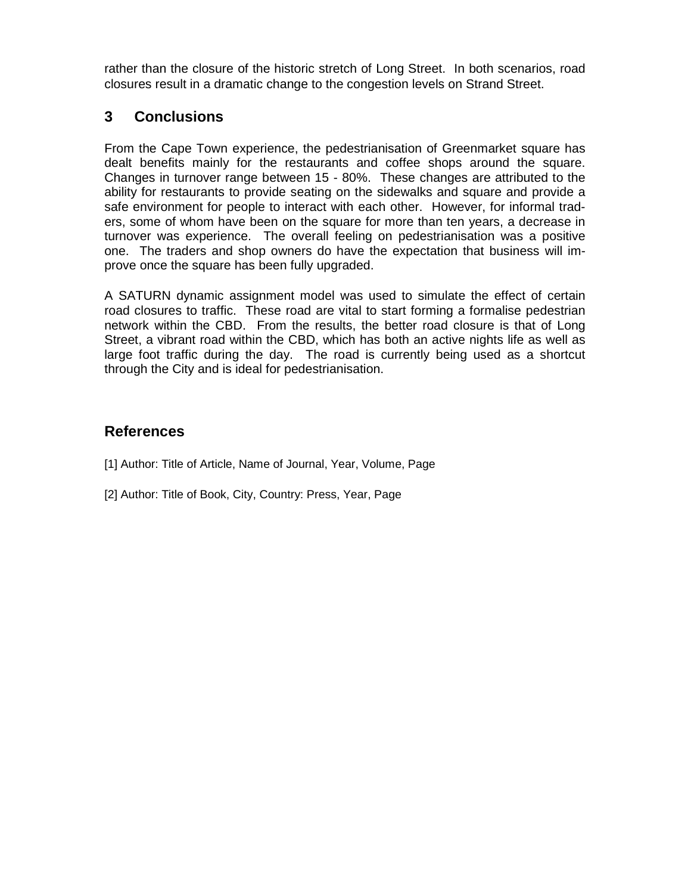rather than the closure of the historic stretch of Long Street. In both scenarios, road closures result in a dramatic change to the congestion levels on Strand Street.

## 3 Conclusions

From the Cape Town experience, the pedestrianisation of Greenmarket square has dealt benefits mainly for the restaurants and coffee shops around the square. Changes in turnover range between 15 - 80%. These changes are attributed to the ability for restaurants to provide seating on the sidewalks and square and provide a safe environment for people to interact with each other. However, for informal traders, some of whom have been on the square for more than ten years, a decrease in turnover was experience. The overall feeling on pedestrianisation was a positive one. The traders and shop owners do have the expectation that business will improve once the square has been fully upgraded.

A SATURN dynamic assignment model was used to simulate the effect of certain road closures to traffic. These road are vital to start forming a formalise pedestrian network within the CBD. From the results, the better road closure is that of Long Street, a vibrant road within the CBD, which has both an active nights life as well as large foot traffic during the day. The road is currently being used as a shortcut through the City and is ideal for pedestrianisation.

## References

[1] Author: Title of Article, Name of Journal, Year, Volume, Page

[2] Author: Title of Book, City, Country: Press, Year, Page